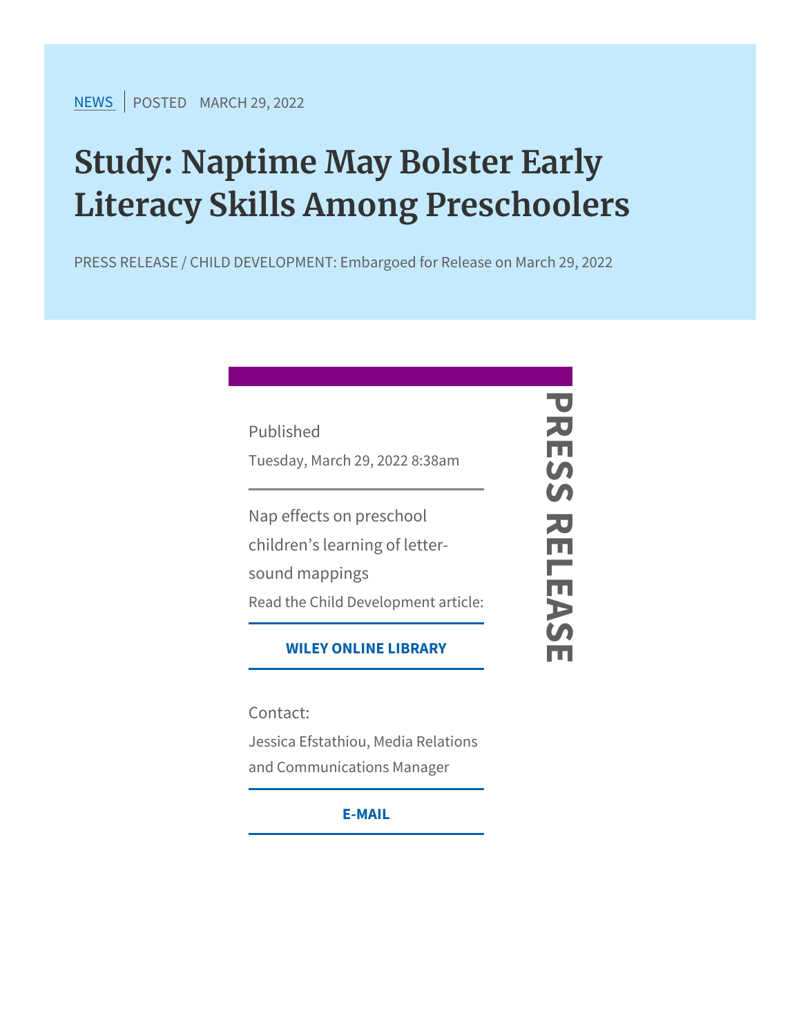NEWS | POSTED MARCH 29, 2022

# Study: Naptime May Bolster Early Literacy Skills Among Preschoolers

PRESS RELEASE / CHILD DEVELOPMENT: Embargoed for Release on March 29, 2022

**PRESS RELEASE**

Published

Tuesday, March 29, 2022 8:38am

Nap effects on preschool children's learning of letter-sound mappings

Read the Child Development article:

**WILEY ONLINE LIBRARY**

Contact:

Jessica Efstathiou, Media Relations and Communications Manager

**E-MAIL**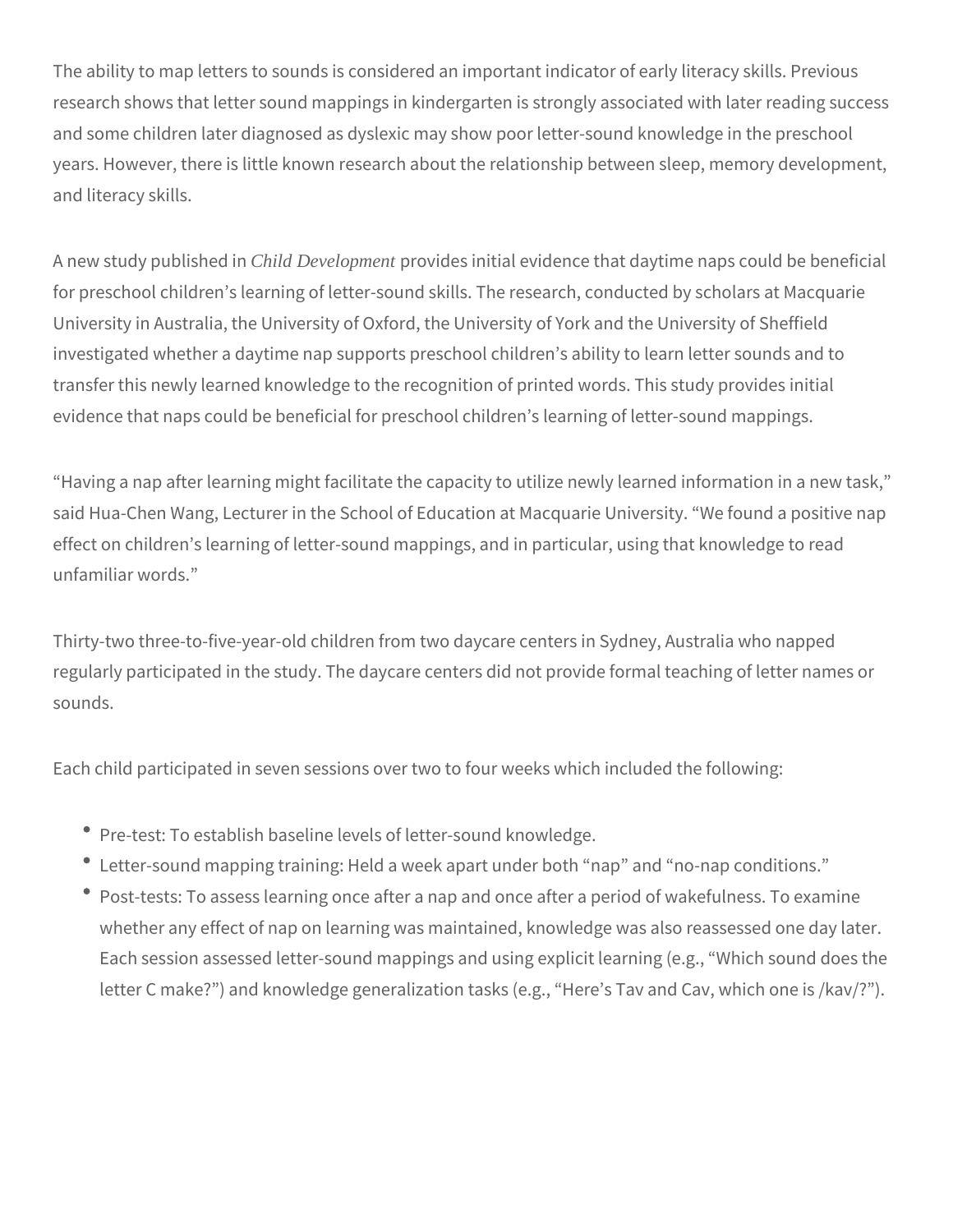The ability to map letters to sounds is considered an important indicator of early literacy skills. Previous research shows that letter sound mappings in kindergarten is strongly associated with later reading success and some children later diagnosed as dyslexic may show poor letter-sound knowledge in the preschool years. However, there is little known research about the relationship between sleep, memory development, and literacy skills.

A new study published in *Child Development* provides initial evidence that daytime naps could be beneficial for preschool children's learning of letter-sound skills. The research, conducted by scholars at Macquarie University in Australia, the University of Oxford, the University of York and the University of Sheffield investigated whether a daytime nap supports preschool children's ability to learn letter sounds and to transfer this newly learned knowledge to the recognition of printed words. This study provides initial evidence that naps could be beneficial for preschool children's learning of letter-sound mappings.

"Having a nap after learning might facilitate the capacity to utilize newly learned information in a new task," said Hua-Chen Wang, Lecturer in the School of Education at Macquarie University. "We found a positive nap effect on children's learning of letter-sound mappings, and in particular, using that knowledge to read unfamiliar words."

Thirty-two three-to-five-year-old children from two daycare centers in Sydney, Australia who napped regularly participated in the study. The daycare centers did not provide formal teaching of letter names or sounds.

Each child participated in seven sessions over two to four weeks which included the following:

- Pre-test: To establish baseline levels of letter-sound knowledge.
- Letter-sound mapping training: Held a week apart under both "nap" and "no-nap conditions."
- Post-tests: To assess learning once after a nap and once after a period of wakefulness. To examine whether any effect of nap on learning was maintained, knowledge was also reassessed one day later. Each session assessed letter-sound mappings and using explicit learning (e.g., "Which sound does the letter C make?") and knowledge generalization tasks (e.g., "Here's Tav and Cav, which one is /kav/?").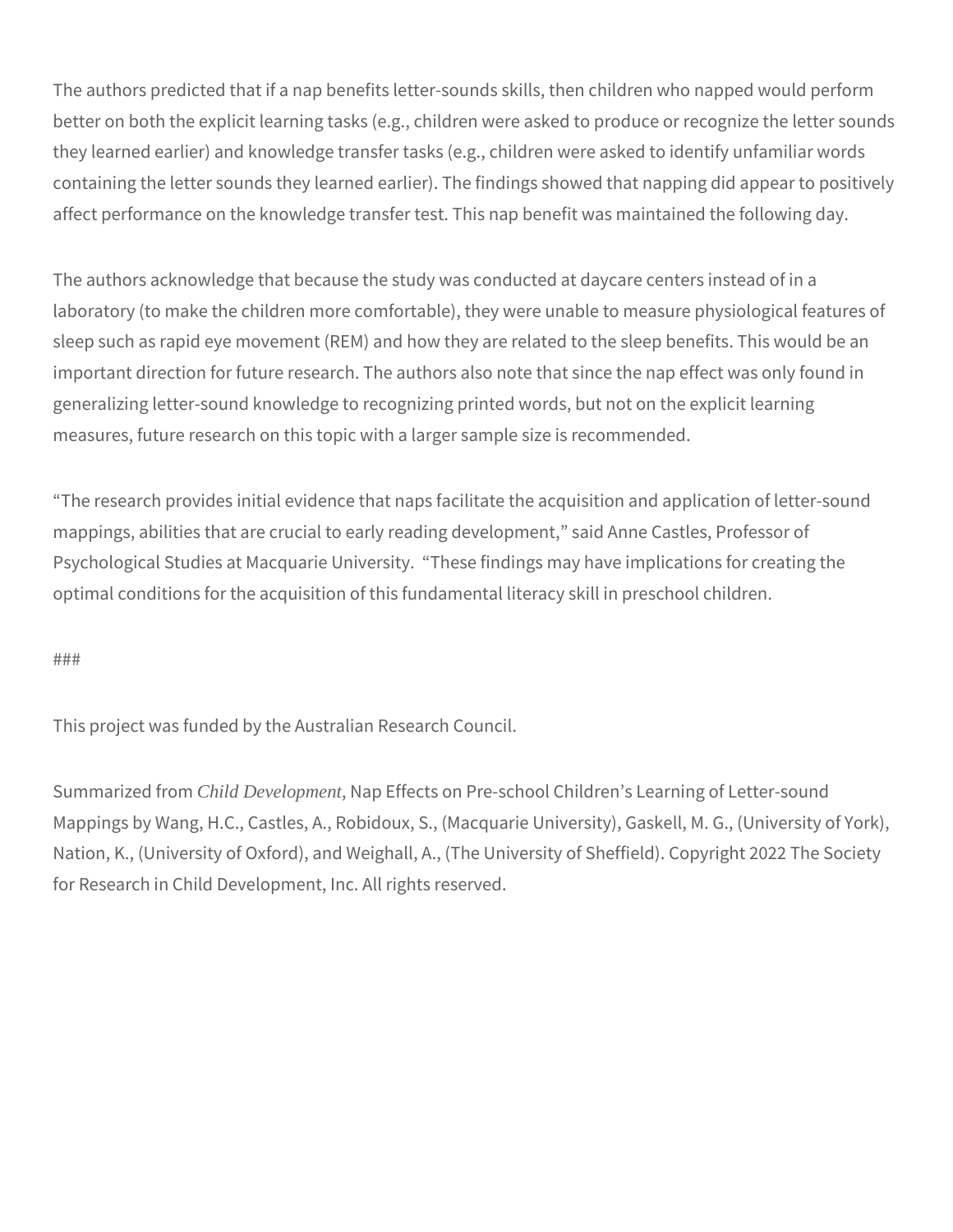The authors predicted that if a nap benefits letter-sounds skills, then children who napped would perform better on both the explicit learning tasks (e.g., children were asked to produce or recognize the letter sounds they learned earlier) and knowledge transfer tasks (e.g., children were asked to identify unfamiliar words containing the letter sounds they learned earlier). The findings showed that napping did appear to positively affect performance on the knowledge transfer test. This nap benefit was maintained the following day.

The authors acknowledge that because the study was conducted at daycare centers instead of in a laboratory (to make the children more comfortable), they were unable to measure physiological features of sleep such as rapid eye movement (REM) and how they are related to the sleep benefits. This would be an important direction for future research. The authors also note that since the nap effect was only found in generalizing letter-sound knowledge to recognizing printed words, but not on the explicit learning measures, future research on this topic with a larger sample size is recommended.

“The research provides initial evidence that naps facilitate the acquisition and application of letter-sound mappings, abilities that are crucial to early reading development,” said Anne Castles, Professor of Psychological Studies at Macquarie University.  “These findings may have implications for creating the optimal conditions for the acquisition of this fundamental literacy skill in preschool children.

###

This project was funded by the Australian Research Council.

Summarized from *Child Development*, Nap Effects on Pre-school Children’s Learning of Letter-sound Mappings by Wang, H.C., Castles, A., Robidoux, S., (Macquarie University), Gaskell, M. G., (University of York), Nation, K., (University of Oxford), and Weighall, A., (The University of Sheffield). Copyright 2022 The Society for Research in Child Development, Inc. All rights reserved.